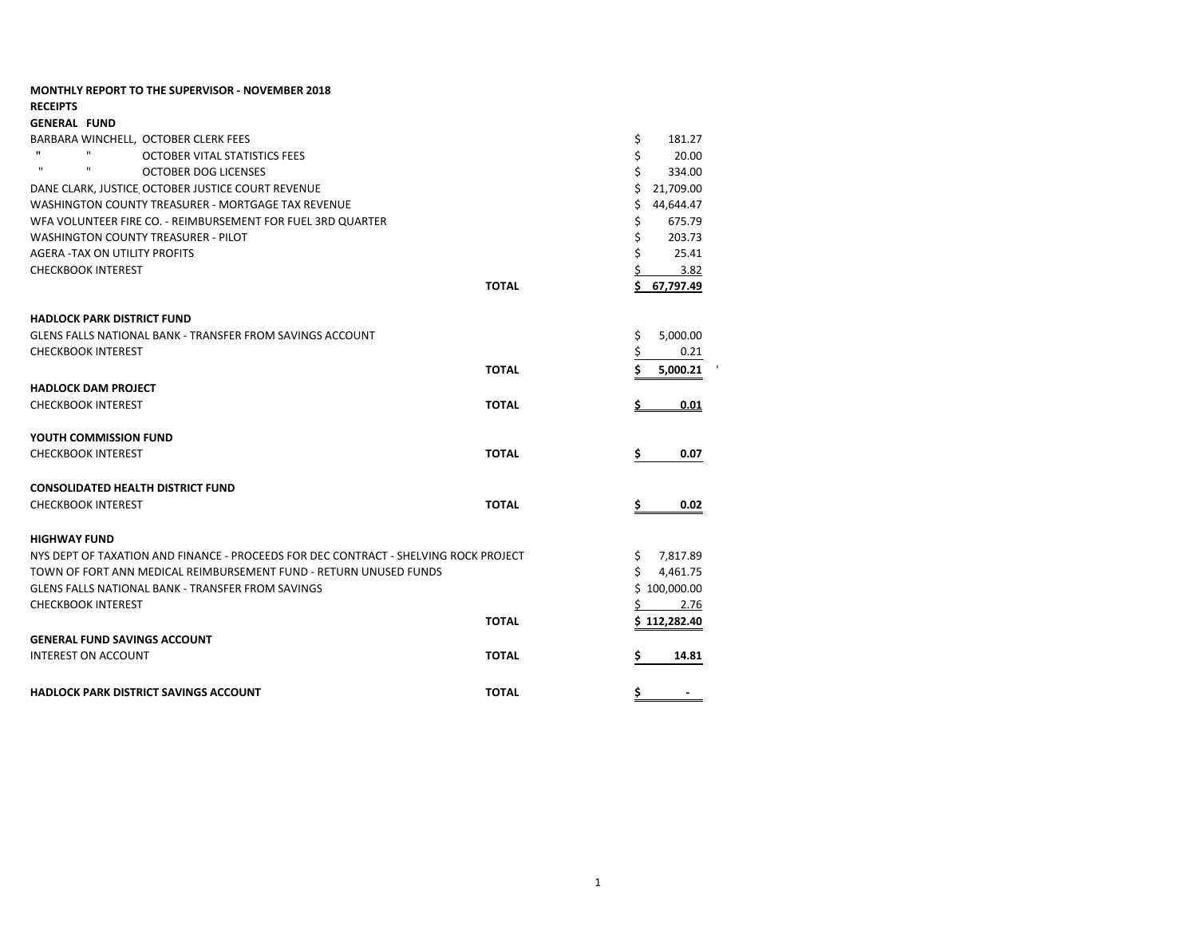**MONTHLY REPORT TO THE SUPERVISOR - NOVEMBER 2018**

**RECEIPTS**

**GENERAL FUND**

| | | |
|---|---|---|
| BARBARA WINCHELL, OCTOBER CLERK FEES | | $ 181.27 |
| " " OCTOBER VITAL STATISTICS FEES | | $ 20.00 |
| " " OCTOBER DOG LICENSES | | $ 334.00 |
| DANE CLARK, JUSTICE OCTOBER JUSTICE COURT REVENUE | | $ 21,709.00 |
| WASHINGTON COUNTY TREASURER - MORTGAGE TAX REVENUE | | $ 44,644.47 |
| WFA VOLUNTEER FIRE CO. - REIMBURSEMENT FOR FUEL 3RD QUARTER | | $ 675.79 |
| WASHINGTON COUNTY TREASURER - PILOT | | $ 203.73 |
| AGERA -TAX ON UTILITY PROFITS | | $ 25.41 |
| CHECKBOOK INTEREST | | $ 3.82 |
| | **TOTAL** | **$ 67,797.49** |

**HADLOCK PARK DISTRICT FUND**

| | | |
|---|---|---|
| GLENS FALLS NATIONAL BANK - TRANSFER FROM SAVINGS ACCOUNT | | $ 5,000.00 |
| CHECKBOOK INTEREST | | $ 0.21 |
| | **TOTAL** | **$ 5,000.21** |

**HADLOCK DAM PROJECT**

| | | |
|---|---|---|
| CHECKBOOK INTEREST | **TOTAL** | **$ 0.01** |

**YOUTH COMMISSION FUND**

| | | |
|---|---|---|
| CHECKBOOK INTEREST | **TOTAL** | **$ 0.07** |

**CONSOLIDATED HEALTH DISTRICT FUND**

| | | |
|---|---|---|
| CHECKBOOK INTEREST | **TOTAL** | **$ 0.02** |

**HIGHWAY FUND**

| | | |
|---|---|---|
| NYS DEPT OF TAXATION AND FINANCE - PROCEEDS FOR DEC CONTRACT - SHELVING ROCK PROJECT | | $ 7,817.89 |
| TOWN OF FORT ANN MEDICAL REIMBURSEMENT FUND - RETURN UNUSED FUNDS | | $ 4,461.75 |
| GLENS FALLS NATIONAL BANK - TRANSFER FROM SAVINGS | | $ 100,000.00 |
| CHECKBOOK INTEREST | | $ 2.76 |
| | **TOTAL** | **$ 112,282.40** |

**GENERAL FUND SAVINGS ACCOUNT**

| | | |
|---|---|---|
| INTEREST ON ACCOUNT | **TOTAL** | **$ 14.81** |

| | | |
|---|---|---|
| **HADLOCK PARK DISTRICT SAVINGS ACCOUNT** | **TOTAL** | **$ -** |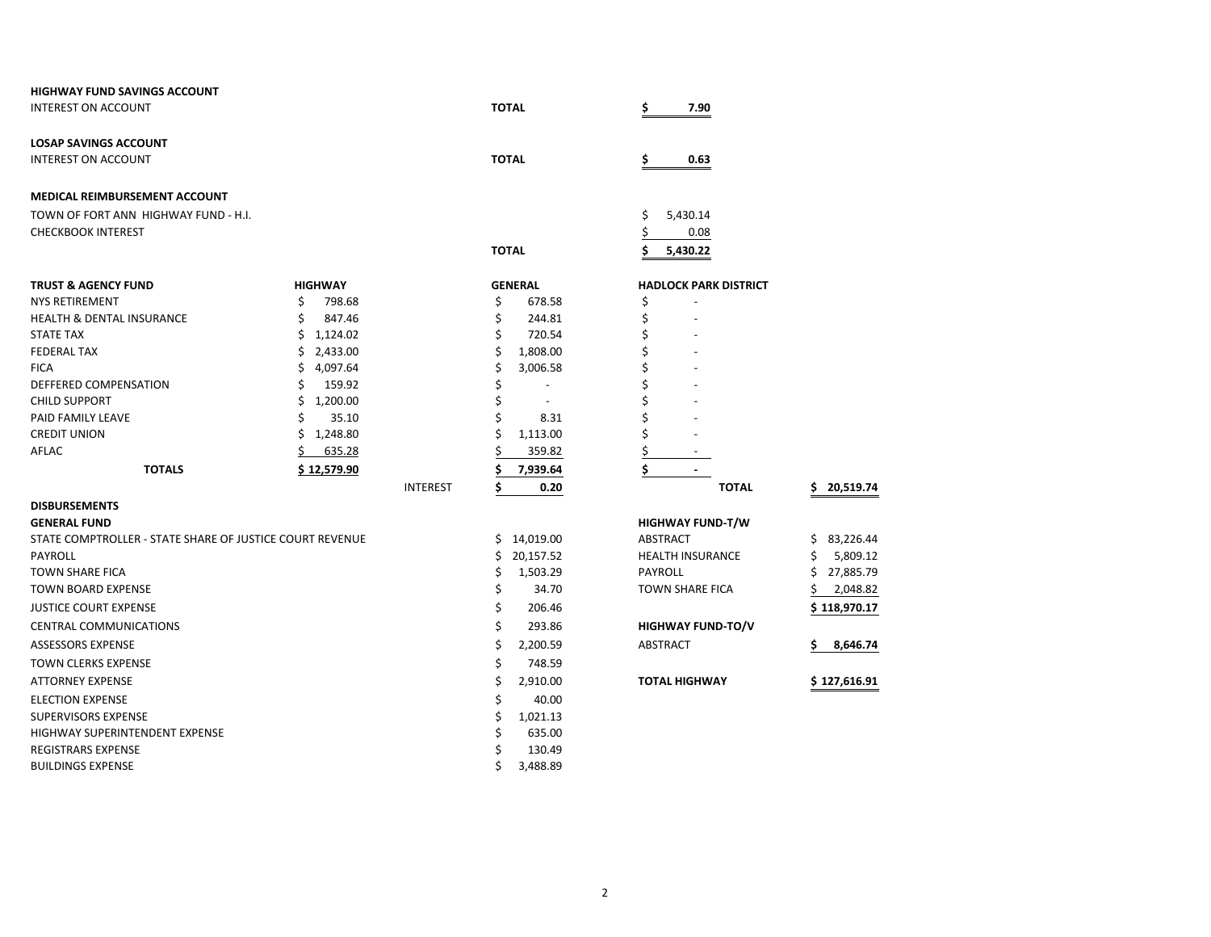**HIGHWAY FUND SAVINGS ACCOUNT**

| | | |
|---|---|---|
| INTEREST ON ACCOUNT | **TOTAL** | **$ 7.90** |

**LOSAP SAVINGS ACCOUNT**

| | | |
|---|---|---|
| INTEREST ON ACCOUNT | **TOTAL** | **$ 0.63** |

**MEDICAL REIMBURSEMENT ACCOUNT**

| | | |
|---|---|---|
| TOWN OF FORT ANN HIGHWAY FUND - H.I. | | $ 5,430.14 |
| CHECKBOOK INTEREST | | $ 0.08 |
| | **TOTAL** | **$ 5,430.22** |

| **TRUST & AGENCY FUND** | **HIGHWAY** | | **GENERAL** | **HADLOCK PARK DISTRICT** | |
|---|---|---|---|---|---|
| NYS RETIREMENT | $ 798.68 | | $ 678.58 | $ - | |
| HEALTH & DENTAL INSURANCE | $ 847.46 | | $ 244.81 | $ - | |
| STATE TAX | $ 1,124.02 | | $ 720.54 | $ - | |
| FEDERAL TAX | $ 2,433.00 | | $ 1,808.00 | $ - | |
| FICA | $ 4,097.64 | | $ 3,006.58 | $ - | |
| DEFFERED COMPENSATION | $ 159.92 | | $ - | $ - | |
| CHILD SUPPORT | $ 1,200.00 | | $ - | $ - | |
| PAID FAMILY LEAVE | $ 35.10 | | $ 8.31 | $ - | |
| CREDIT UNION | $ 1,248.80 | | $ 1,113.00 | $ - | |
| AFLAC | $ 635.28 | | $ 359.82 | $ - | |
| **TOTALS** | **$ 12,579.90** | | **$ 7,939.64** | **$ -** | |
| | | INTEREST | **$ 0.20** | **TOTAL** | **$ 20,519.74** |

**DISBURSEMENTS**

**GENERAL FUND**

| | |
|---|---|
| STATE COMPTROLLER - STATE SHARE OF JUSTICE COURT REVENUE | $ 14,019.00 |
| PAYROLL | $ 20,157.52 |
| TOWN SHARE FICA | $ 1,503.29 |
| TOWN BOARD EXPENSE | $ 34.70 |
| JUSTICE COURT EXPENSE | $ 206.46 |
| CENTRAL COMMUNICATIONS | $ 293.86 |
| ASSESSORS EXPENSE | $ 2,200.59 |
| TOWN CLERKS EXPENSE | $ 748.59 |
| ATTORNEY EXPENSE | $ 2,910.00 |
| ELECTION EXPENSE | $ 40.00 |
| SUPERVISORS EXPENSE | $ 1,021.13 |
| HIGHWAY SUPERINTENDENT EXPENSE | $ 635.00 |
| REGISTRARS EXPENSE | $ 130.49 |
| BUILDINGS EXPENSE | $ 3,488.89 |

**HIGHWAY FUND-T/W**

| | |
|---|---|
| ABSTRACT | $ 83,226.44 |
| HEALTH INSURANCE | $ 5,809.12 |
| PAYROLL | $ 27,885.79 |
| TOWN SHARE FICA | $ 2,048.82 |
| | **$ 118,970.17** |

**HIGHWAY FUND-TO/V**

| | |
|---|---|
| ABSTRACT | **$ 8,646.74** |
| **TOTAL HIGHWAY** | **$ 127,616.91** |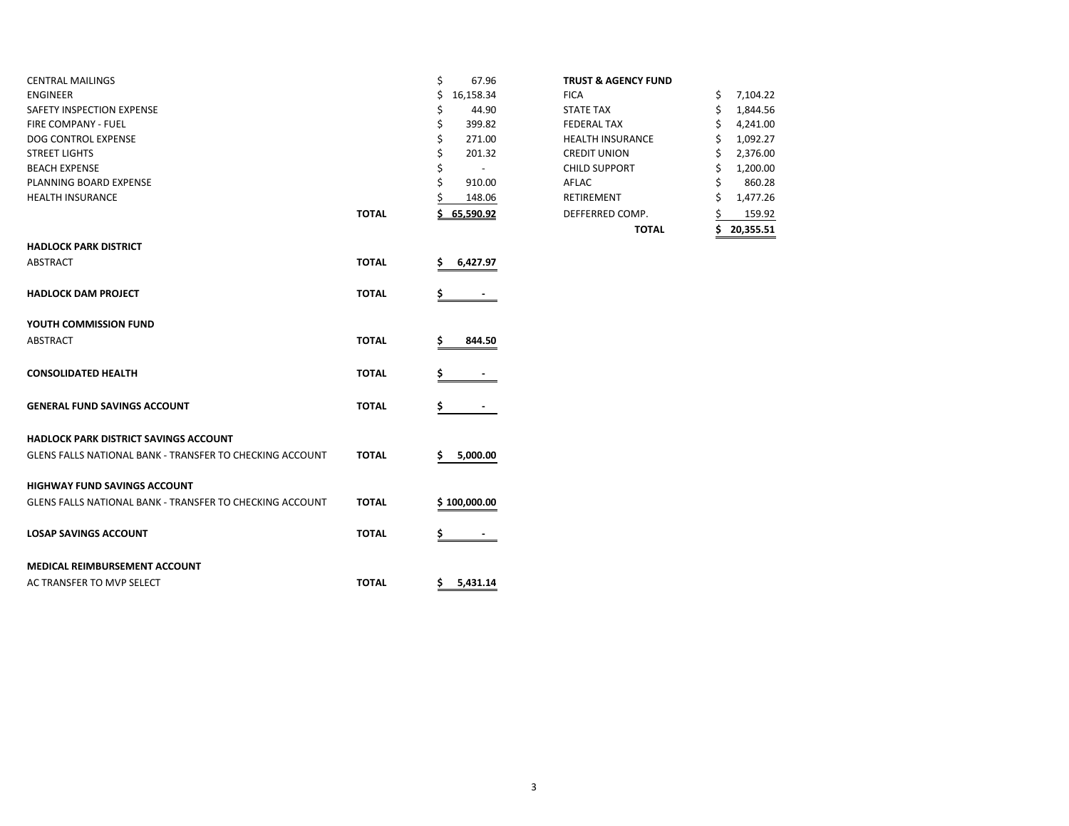| | | |
|---|---|---|
| CENTRAL MAILINGS | | $ 67.96 |
| ENGINEER | | $ 16,158.34 |
| SAFETY INSPECTION EXPENSE | | $ 44.90 |
| FIRE COMPANY - FUEL | | $ 399.82 |
| DOG CONTROL EXPENSE | | $ 271.00 |
| STREET LIGHTS | | $ 201.32 |
| BEACH EXPENSE | | $ - |
| PLANNING BOARD EXPENSE | | $ 910.00 |
| HEALTH INSURANCE | | $ 148.06 |
| | **TOTAL** | **$ 65,590.92** |

| **TRUST & AGENCY FUND** | |
|---|---|
| FICA | $ 7,104.22 |
| STATE TAX | $ 1,844.56 |
| FEDERAL TAX | $ 4,241.00 |
| HEALTH INSURANCE | $ 1,092.27 |
| CREDIT UNION | $ 2,376.00 |
| CHILD SUPPORT | $ 1,200.00 |
| AFLAC | $ 860.28 |
| RETIREMENT | $ 1,477.26 |
| DEFFERRED COMP. | $ 159.92 |
| **TOTAL** | **$ 20,355.51** |

| | | |
|---|---|---|
| **HADLOCK PARK DISTRICT** | | |
| ABSTRACT | **TOTAL** | **$ 6,427.97** |
| **HADLOCK DAM PROJECT** | **TOTAL** | **$ -** |
| **YOUTH COMMISSION FUND** | | |
| ABSTRACT | **TOTAL** | **$ 844.50** |
| **CONSOLIDATED HEALTH** | **TOTAL** | **$ -** |
| **GENERAL FUND SAVINGS ACCOUNT** | **TOTAL** | **$ -** |
| **HADLOCK PARK DISTRICT SAVINGS ACCOUNT** | | |
| GLENS FALLS NATIONAL BANK - TRANSFER TO CHECKING ACCOUNT | **TOTAL** | **$ 5,000.00** |
| **HIGHWAY FUND SAVINGS ACCOUNT** | | |
| GLENS FALLS NATIONAL BANK - TRANSFER TO CHECKING ACCOUNT | **TOTAL** | **$ 100,000.00** |
| **LOSAP SAVINGS ACCOUNT** | **TOTAL** | **$ -** |
| **MEDICAL REIMBURSEMENT ACCOUNT** | | |
| AC TRANSFER TO MVP SELECT | **TOTAL** | **$ 5,431.14** |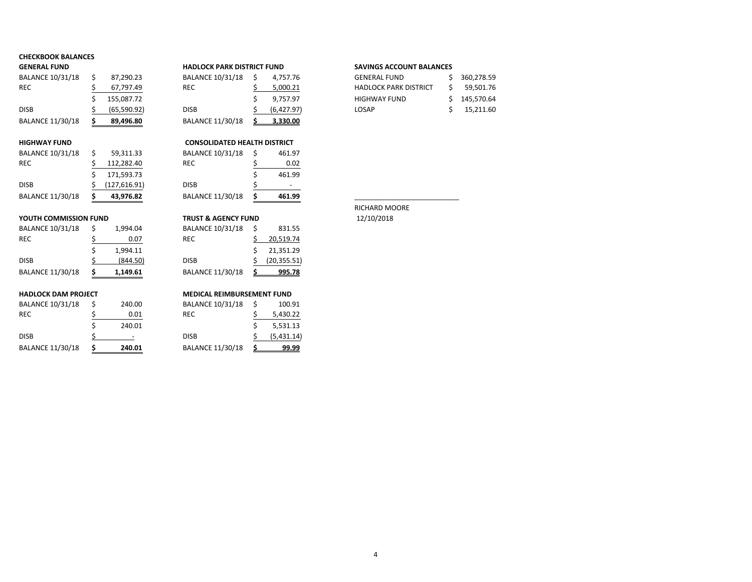**CHECKBOOK BALANCES**

**GENERAL FUND**

| | | |
|---|---|---|
| BALANCE 10/31/18 | $ | 87,290.23 |
| REC | $ | 67,797.49 |
| | $ | 155,087.72 |
| DISB | $ | (65,590.92) |
| BALANCE 11/30/18 | **$** | **89,496.80** |

**HADLOCK PARK DISTRICT FUND**

| | | |
|---|---|---|
| BALANCE 10/31/18 | $ | 4,757.76 |
| REC | $ | 5,000.21 |
| | $ | 9,757.97 |
| DISB | $ | (6,427.97) |
| BALANCE 11/30/18 | **$** | **3,330.00** |

**SAVINGS ACCOUNT BALANCES**

| | | |
|---|---|---|
| GENERAL FUND | $ | 360,278.59 |
| HADLOCK PARK DISTRICT | $ | 59,501.76 |
| HIGHWAY FUND | $ | 145,570.64 |
| LOSAP | $ | 15,211.60 |

**HIGHWAY FUND**

| | | |
|---|---|---|
| BALANCE 10/31/18 | $ | 59,311.33 |
| REC | $ | 112,282.40 |
| | $ | 171,593.73 |
| DISB | $ | (127,616.91) |
| BALANCE 11/30/18 | **$** | **43,976.82** |

**CONSOLIDATED HEALTH DISTRICT**

| | | |
|---|---|---|
| BALANCE 10/31/18 | $ | 461.97 |
| REC | $ | 0.02 |
| | $ | 461.99 |
| DISB | $ | - |
| BALANCE 11/30/18 | **$** | **461.99** |

___________________________

RICHARD MOORE

12/10/2018

**YOUTH COMMISSION FUND**

| | | |
|---|---|---|
| BALANCE 10/31/18 | $ | 1,994.04 |
| REC | $ | 0.07 |
| | $ | 1,994.11 |
| DISB | $ | (844.50) |
| BALANCE 11/30/18 | **$** | **1,149.61** |

**TRUST & AGENCY FUND**

| | | |
|---|---|---|
| BALANCE 10/31/18 | $ | 831.55 |
| REC | $ | 20,519.74 |
| | $ | 21,351.29 |
| DISB | $ | (20,355.51) |
| BALANCE 11/30/18 | **$** | **995.78** |

**HADLOCK DAM PROJECT**

| | | |
|---|---|---|
| BALANCE 10/31/18 | $ | 240.00 |
| REC | $ | 0.01 |
| | $ | 240.01 |
| DISB | $ | - |
| BALANCE 11/30/18 | **$** | **240.01** |

**MEDICAL REIMBURSEMENT FUND**

| | | |
|---|---|---|
| BALANCE 10/31/18 | $ | 100.91 |
| REC | $ | 5,430.22 |
| | $ | 5,531.13 |
| DISB | $ | (5,431.14) |
| BALANCE 11/30/18 | **$** | **99.99** |